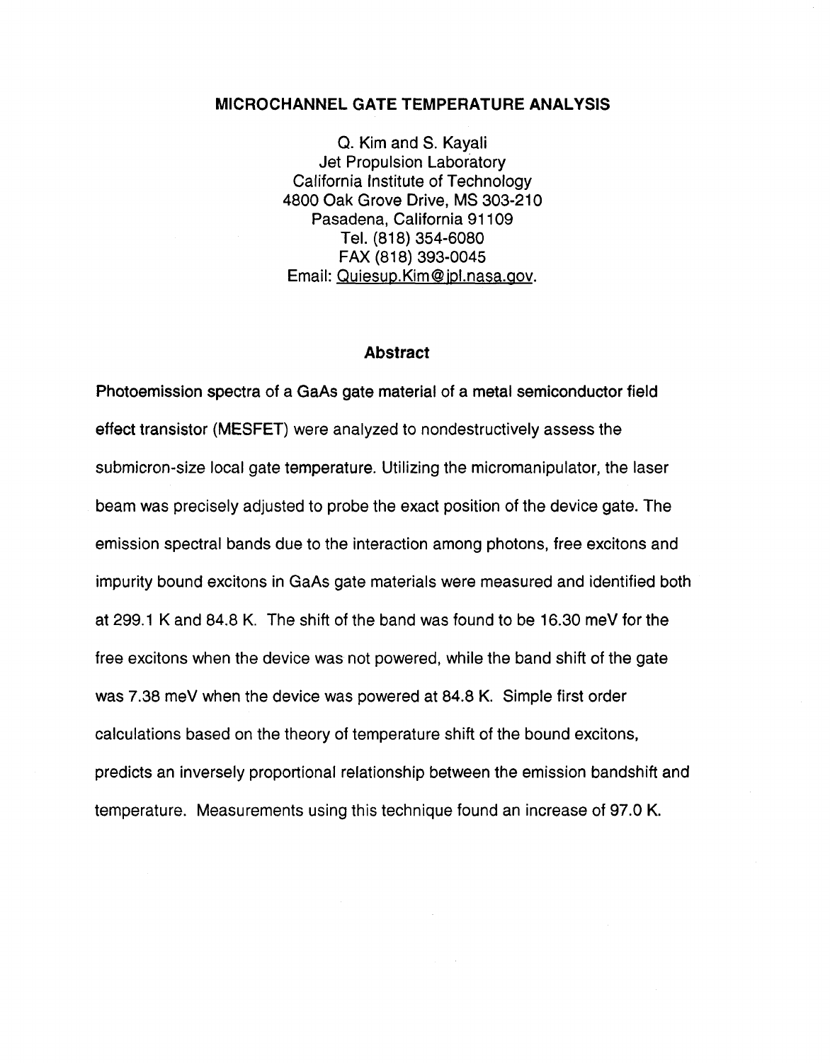# MICROCHANNEL GATE TEMPERATURE ANALYSIS

Q. Kim and S. Kayali
Jet Propulsion Laboratory
California Institute of Technology
4800 Oak Grove Drive, MS 303-210
Pasadena, California 91109
Tel. (818) 354-6080
FAX (818) 393-0045
Email: Quiesup.Kim@jpl.nasa.gov.

## Abstract

Photoemission spectra of a GaAs gate material of a metal semiconductor field effect transistor (MESFET) were analyzed to nondestructively assess the submicron-size local gate temperature. Utilizing the micromanipulator, the laser beam was precisely adjusted to probe the exact position of the device gate. The emission spectral bands due to the interaction among photons, free excitons and impurity bound excitons in GaAs gate materials were measured and identified both at 299.1 K and 84.8 K. The shift of the band was found to be 16.30 meV for the free excitons when the device was not powered, while the band shift of the gate was 7.38 meV when the device was powered at 84.8 K. Simple first order calculations based on the theory of temperature shift of the bound excitons, predicts an inversely proportional relationship between the emission bandshift and temperature. Measurements using this technique found an increase of 97.0 K.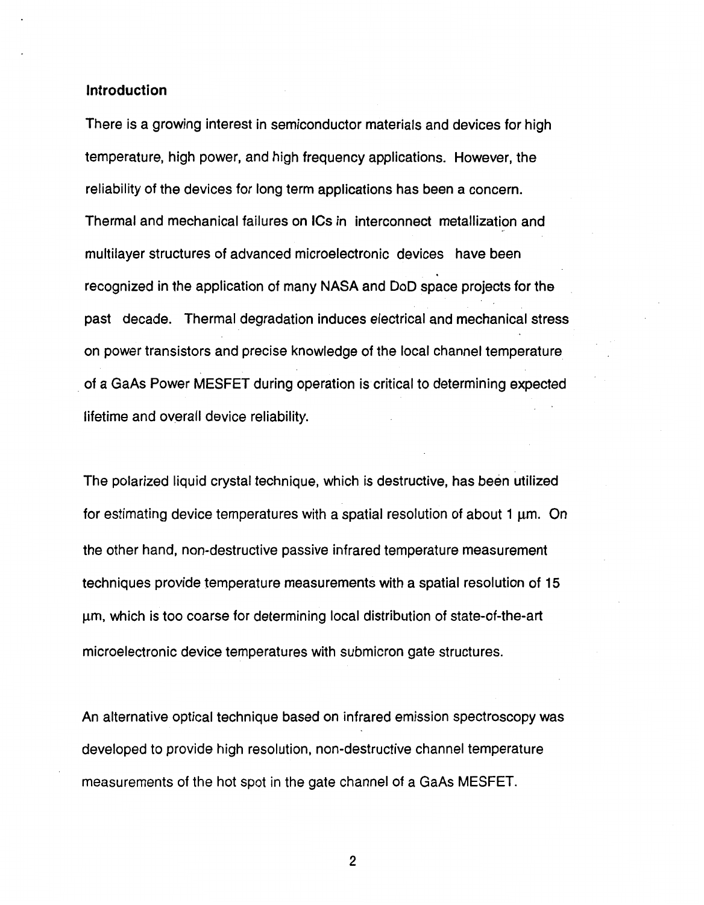## Introduction

There is a growing interest in semiconductor materials and devices for high temperature, high power, and high frequency applications. However, the reliability of the devices for long term applications has been a concern. Thermal and mechanical failures on ICs in interconnect metallization and multilayer structures of advanced microelectronic devices have been recognized in the application of many NASA and DoD space projects for the past decade. Thermal degradation induces electrical and mechanical stress on power transistors and precise knowledge of the local channel temperature of a GaAs Power MESFET during operation is critical to determining expected lifetime and overall device reliability.

The polarized liquid crystal technique, which is destructive, has been utilized for estimating device temperatures with a spatial resolution of about 1 μm. On the other hand, non-destructive passive infrared temperature measurement techniques provide temperature measurements with a spatial resolution of 15 μm, which is too coarse for determining local distribution of state-of-the-art microelectronic device temperatures with submicron gate structures.

An alternative optical technique based on infrared emission spectroscopy was developed to provide high resolution, non-destructive channel temperature measurements of the hot spot in the gate channel of a GaAs MESFET.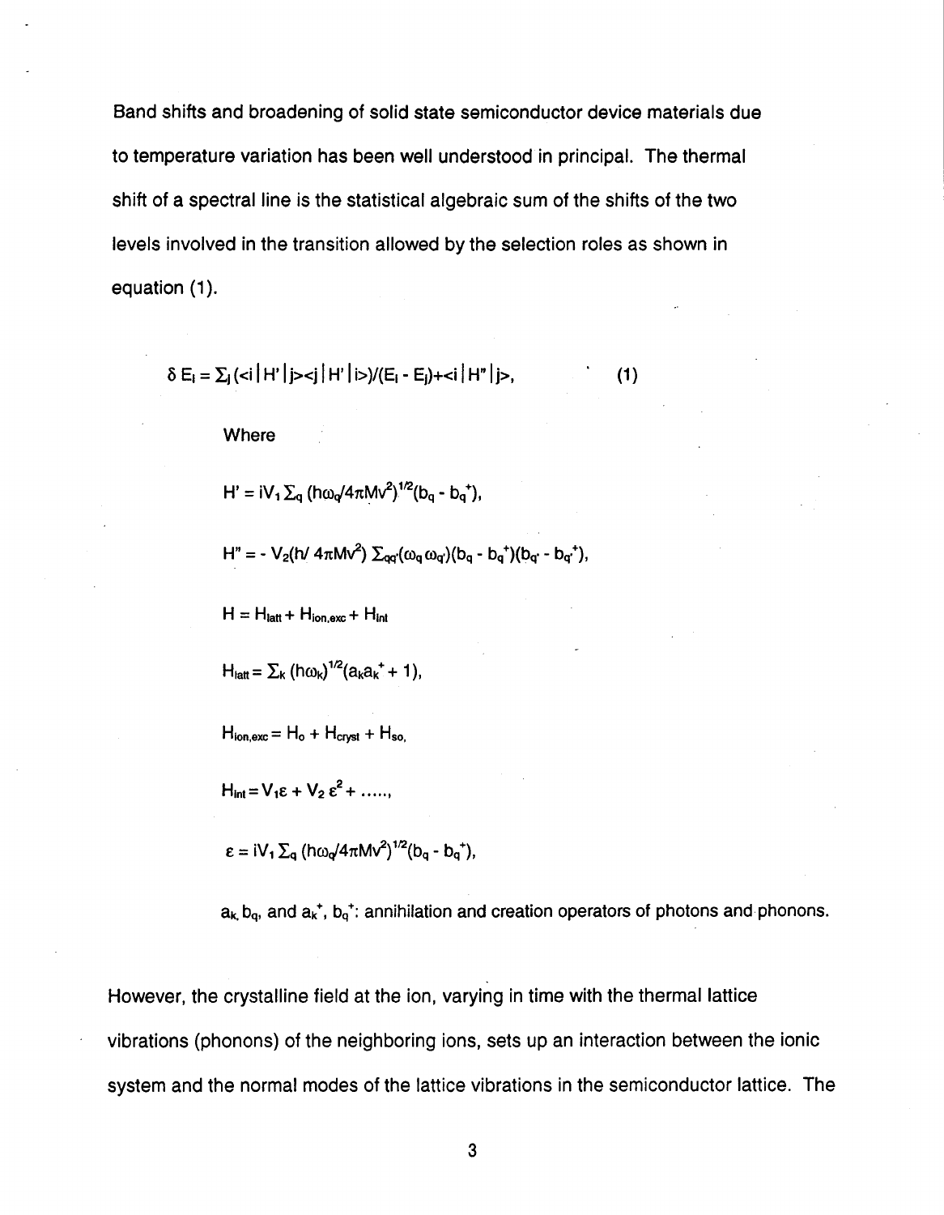Band shifts and broadening of solid state semiconductor device materials due to temperature variation has been well understood in principal. The thermal shift of a spectral line is the statistical algebraic sum of the shifts of the two levels involved in the transition allowed by the selection roles as shown in equation (1).

$$\delta E_i = \Sigma_j (\langle i|H'|j\rangle\langle j|H'|i\rangle)/(E_i - E_j) + \langle i|H''|j\rangle, \qquad (1)$$

Where

$$H' = iV_1 \Sigma_q (h\omega_q/4\pi M v^2)^{1/2}(b_q - b_q^+),$$

$$H'' = - V_2(h/ 4\pi M v^2) \Sigma_{qq'}(\omega_q \omega_{q'})(b_q - b_q^+)(b_{q'} - b_{q'}^+),$$

$$H = H_{latt} + H_{ion,exc} + H_{int}$$

$$H_{latt} = \Sigma_k (h\omega_k)^{1/2}(a_k a_k^+ + 1),$$

$$H_{ion,exc} = H_o + H_{cryst} + H_{so},$$

$$H_{int} = V_1\varepsilon + V_2 \varepsilon^2 + \ldots\ldots,$$

$$\varepsilon = iV_1 \Sigma_q (h\omega_q/4\pi M v^2)^{1/2}(b_q - b_q^+),$$

$a_k, b_q$, and $a_k^+, b_q^+$: annihilation and creation operators of photons and phonons.

However, the crystalline field at the ion, varying in time with the thermal lattice vibrations (phonons) of the neighboring ions, sets up an interaction between the ionic system and the normal modes of the lattice vibrations in the semiconductor lattice. The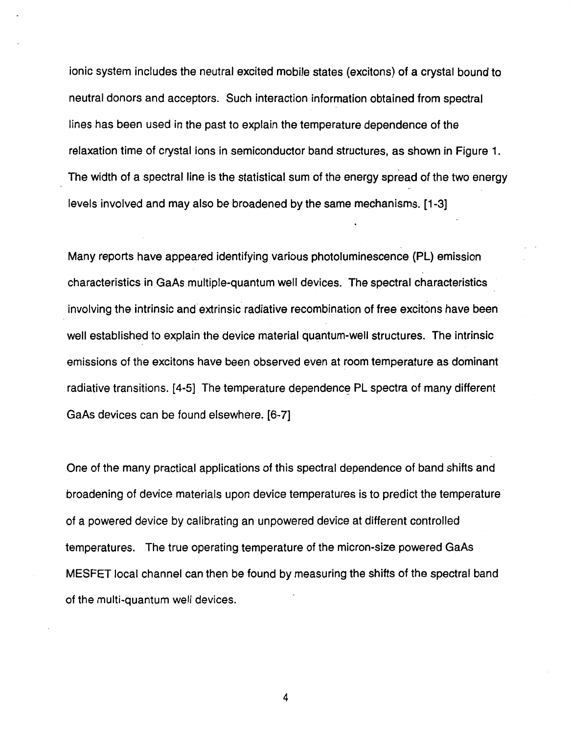ionic system includes the neutral excited mobile states (excitons) of a crystal bound to neutral donors and acceptors. Such interaction information obtained from spectral lines has been used in the past to explain the temperature dependence of the relaxation time of crystal ions in semiconductor band structures, as shown in Figure 1. The width of a spectral line is the statistical sum of the energy spread of the two energy levels involved and may also be broadened by the same mechanisms. [1-3]

Many reports have appeared identifying various photoluminescence (PL) emission characteristics in GaAs multiple-quantum well devices. The spectral characteristics involving the intrinsic and extrinsic radiative recombination of free excitons have been well established to explain the device material quantum-well structures. The intrinsic emissions of the excitons have been observed even at room temperature as dominant radiative transitions. [4-5] The temperature dependence PL spectra of many different GaAs devices can be found elsewhere. [6-7]

One of the many practical applications of this spectral dependence of band shifts and broadening of device materials upon device temperatures is to predict the temperature of a powered device by calibrating an unpowered device at different controlled temperatures. The true operating temperature of the micron-size powered GaAs MESFET local channel can then be found by measuring the shifts of the spectral band of the multi-quantum well devices.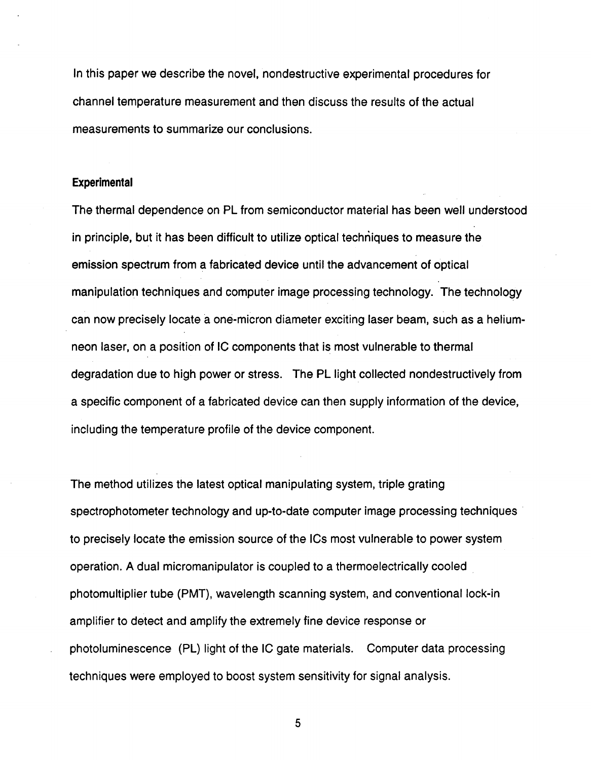In this paper we describe the novel, nondestructive experimental procedures for channel temperature measurement and then discuss the results of the actual measurements to summarize our conclusions.

## Experimental

The thermal dependence on PL from semiconductor material has been well understood in principle, but it has been difficult to utilize optical techniques to measure the emission spectrum from a fabricated device until the advancement of optical manipulation techniques and computer image processing technology. The technology can now precisely locate a one-micron diameter exciting laser beam, such as a helium-neon laser, on a position of IC components that is most vulnerable to thermal degradation due to high power or stress. The PL light collected nondestructively from a specific component of a fabricated device can then supply information of the device, including the temperature profile of the device component.

The method utilizes the latest optical manipulating system, triple grating spectrophotometer technology and up-to-date computer image processing techniques to precisely locate the emission source of the ICs most vulnerable to power system operation. A dual micromanipulator is coupled to a thermoelectrically cooled photomultiplier tube (PMT), wavelength scanning system, and conventional lock-in amplifier to detect and amplify the extremely fine device response or photoluminescence (PL) light of the IC gate materials. Computer data processing techniques were employed to boost system sensitivity for signal analysis.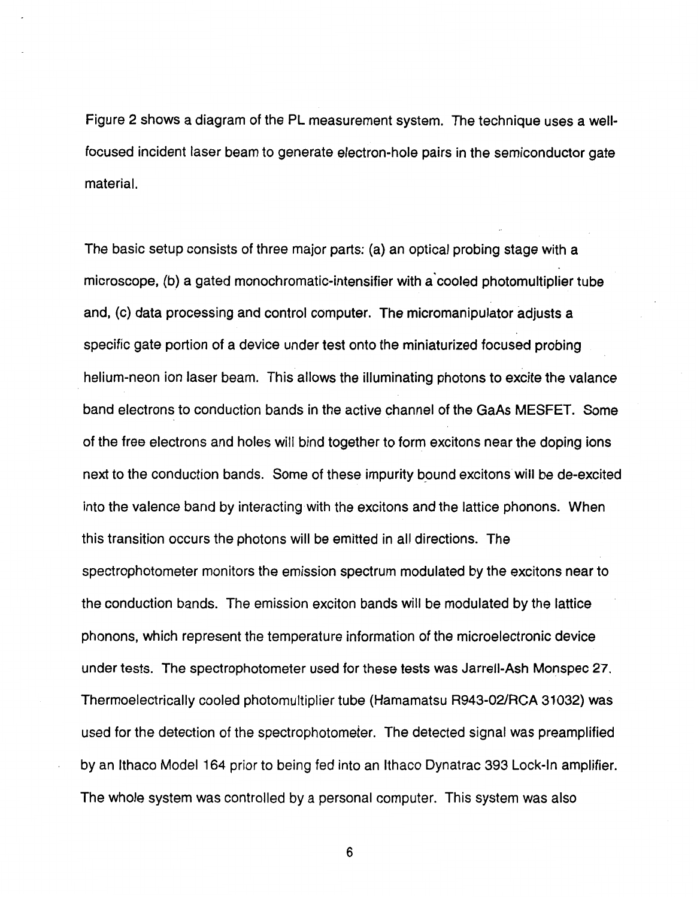Figure 2 shows a diagram of the PL measurement system. The technique uses a well-focused incident laser beam to generate electron-hole pairs in the semiconductor gate material.

The basic setup consists of three major parts: (a) an optical probing stage with a microscope, (b) a gated monochromatic-intensifier with a cooled photomultiplier tube and, (c) data processing and control computer. The micromanipulator adjusts a specific gate portion of a device under test onto the miniaturized focused probing helium-neon ion laser beam. This allows the illuminating photons to excite the valance band electrons to conduction bands in the active channel of the GaAs MESFET. Some of the free electrons and holes will bind together to form excitons near the doping ions next to the conduction bands. Some of these impurity bound excitons will be de-excited into the valence band by interacting with the excitons and the lattice phonons. When this transition occurs the photons will be emitted in all directions. The spectrophotometer monitors the emission spectrum modulated by the excitons near to the conduction bands. The emission exciton bands will be modulated by the lattice phonons, which represent the temperature information of the microelectronic device under tests. The spectrophotometer used for these tests was Jarrell-Ash Monspec 27. Thermoelectrically cooled photomultiplier tube (Hamamatsu R943-02/RCA 31032) was used for the detection of the spectrophotometer. The detected signal was preamplified by an Ithaco Model 164 prior to being fed into an Ithaco Dynatrac 393 Lock-In amplifier. The whole system was controlled by a personal computer. This system was also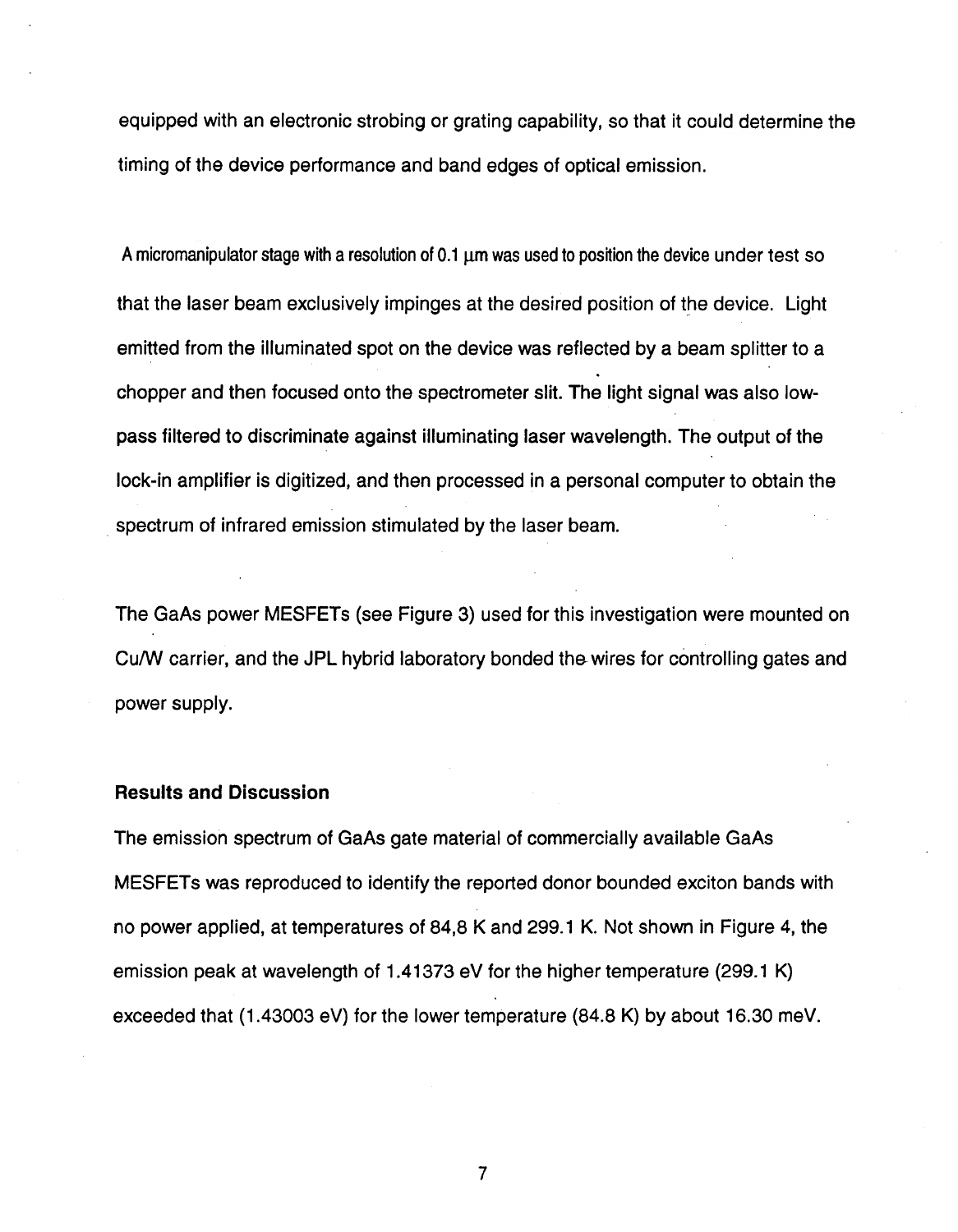equipped with an electronic strobing or grating capability, so that it could determine the timing of the device performance and band edges of optical emission.

A micromanipulator stage with a resolution of 0.1 μm was used to position the device under test so that the laser beam exclusively impinges at the desired position of the device. Light emitted from the illuminated spot on the device was reflected by a beam splitter to a chopper and then focused onto the spectrometer slit. The light signal was also low-pass filtered to discriminate against illuminating laser wavelength. The output of the lock-in amplifier is digitized, and then processed in a personal computer to obtain the spectrum of infrared emission stimulated by the laser beam.

The GaAs power MESFETs (see Figure 3) used for this investigation were mounted on Cu/W carrier, and the JPL hybrid laboratory bonded the wires for controlling gates and power supply.

**Results and Discussion**

The emission spectrum of GaAs gate material of commercially available GaAs MESFETs was reproduced to identify the reported donor bounded exciton bands with no power applied, at temperatures of 84,8 K and 299.1 K. Not shown in Figure 4, the emission peak at wavelength of 1.41373 eV for the higher temperature (299.1 K) exceeded that (1.43003 eV) for the lower temperature (84.8 K) by about 16.30 meV.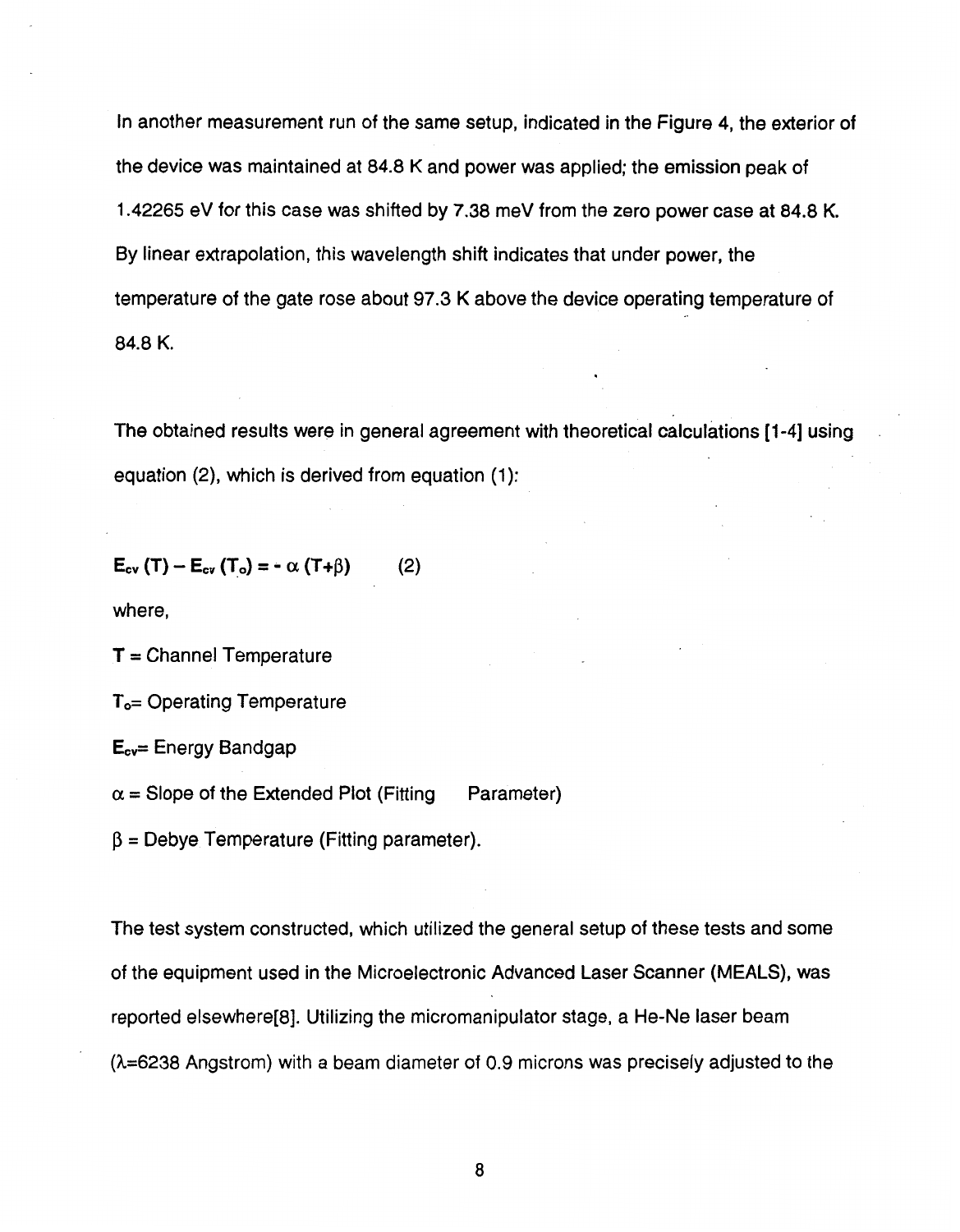In another measurement run of the same setup, indicated in the Figure 4, the exterior of the device was maintained at 84.8 K and power was applied; the emission peak of 1.42265 eV for this case was shifted by 7.38 meV from the zero power case at 84.8 K. By linear extrapolation, this wavelength shift indicates that under power, the temperature of the gate rose about 97.3 K above the device operating temperature of 84.8 K.

The obtained results were in general agreement with theoretical calculations [1-4] using equation (2), which is derived from equation (1):

$$\mathbf{E_{cv}\,(T) - E_{cv}\,(T_o) = -\,\alpha\,(T+\beta)} \qquad (2)$$

where,

**T** = Channel Temperature

$\mathbf{T_o}$= Operating Temperature

$\mathbf{E_{cv}}$= Energy Bandgap

$\alpha$ = Slope of the Extended Plot (Fitting Parameter)

$\beta$ = Debye Temperature (Fitting parameter).

The test system constructed, which utilized the general setup of these tests and some of the equipment used in the Microelectronic Advanced Laser Scanner (MEALS), was reported elsewhere[8]. Utilizing the micromanipulator stage, a He-Ne laser beam ($\lambda$=6238 Angstrom) with a beam diameter of 0.9 microns was precisely adjusted to the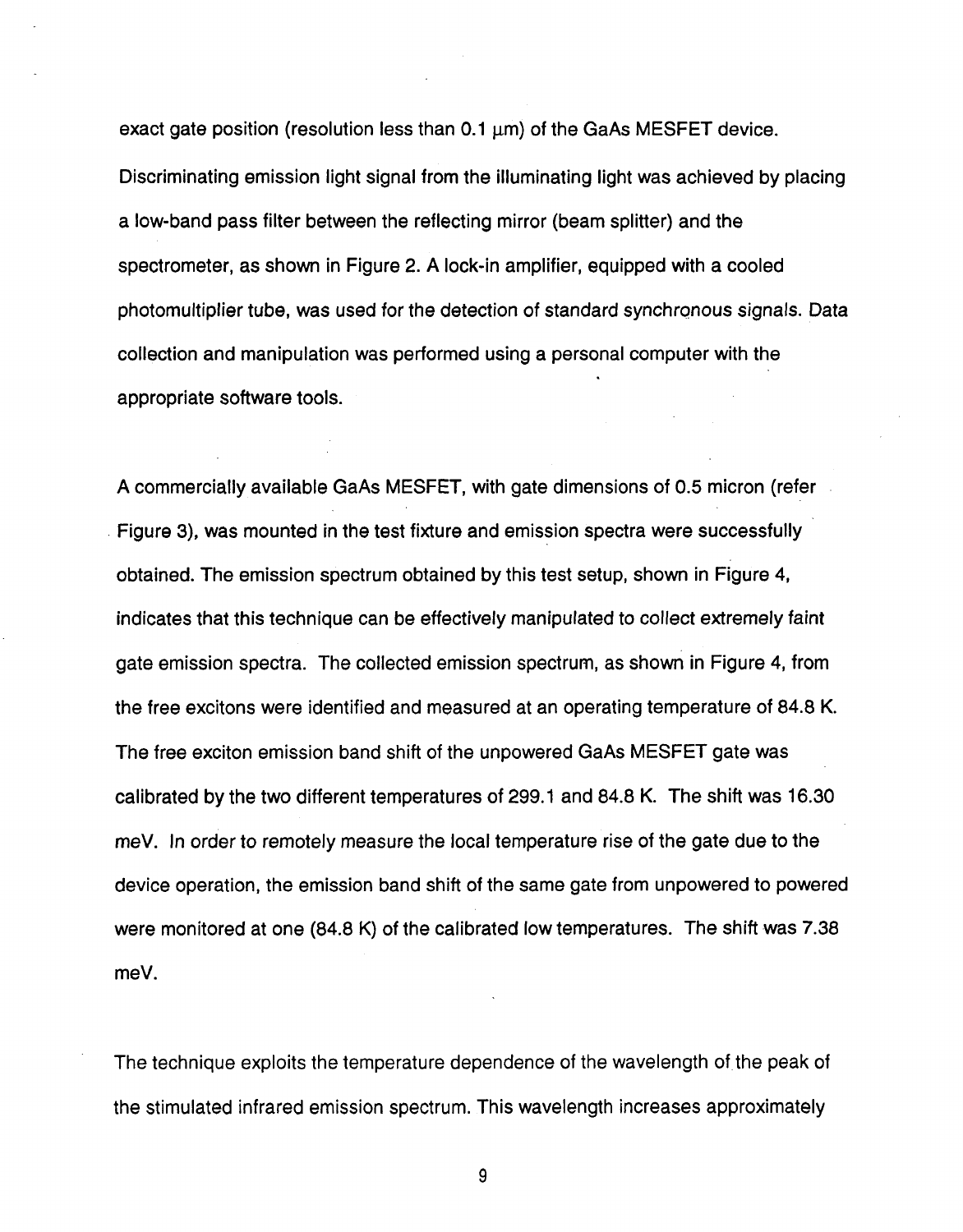exact gate position (resolution less than 0.1 μm) of the GaAs MESFET device. Discriminating emission light signal from the illuminating light was achieved by placing a low-band pass filter between the reflecting mirror (beam splitter) and the spectrometer, as shown in Figure 2. A lock-in amplifier, equipped with a cooled photomultiplier tube, was used for the detection of standard synchronous signals. Data collection and manipulation was performed using a personal computer with the appropriate software tools.

A commercially available GaAs MESFET, with gate dimensions of 0.5 micron (refer Figure 3), was mounted in the test fixture and emission spectra were successfully obtained. The emission spectrum obtained by this test setup, shown in Figure 4, indicates that this technique can be effectively manipulated to collect extremely faint gate emission spectra. The collected emission spectrum, as shown in Figure 4, from the free excitons were identified and measured at an operating temperature of 84.8 K. The free exciton emission band shift of the unpowered GaAs MESFET gate was calibrated by the two different temperatures of 299.1 and 84.8 K. The shift was 16.30 meV. In order to remotely measure the local temperature rise of the gate due to the device operation, the emission band shift of the same gate from unpowered to powered were monitored at one (84.8 K) of the calibrated low temperatures. The shift was 7.38 meV.

The technique exploits the temperature dependence of the wavelength of the peak of the stimulated infrared emission spectrum. This wavelength increases approximately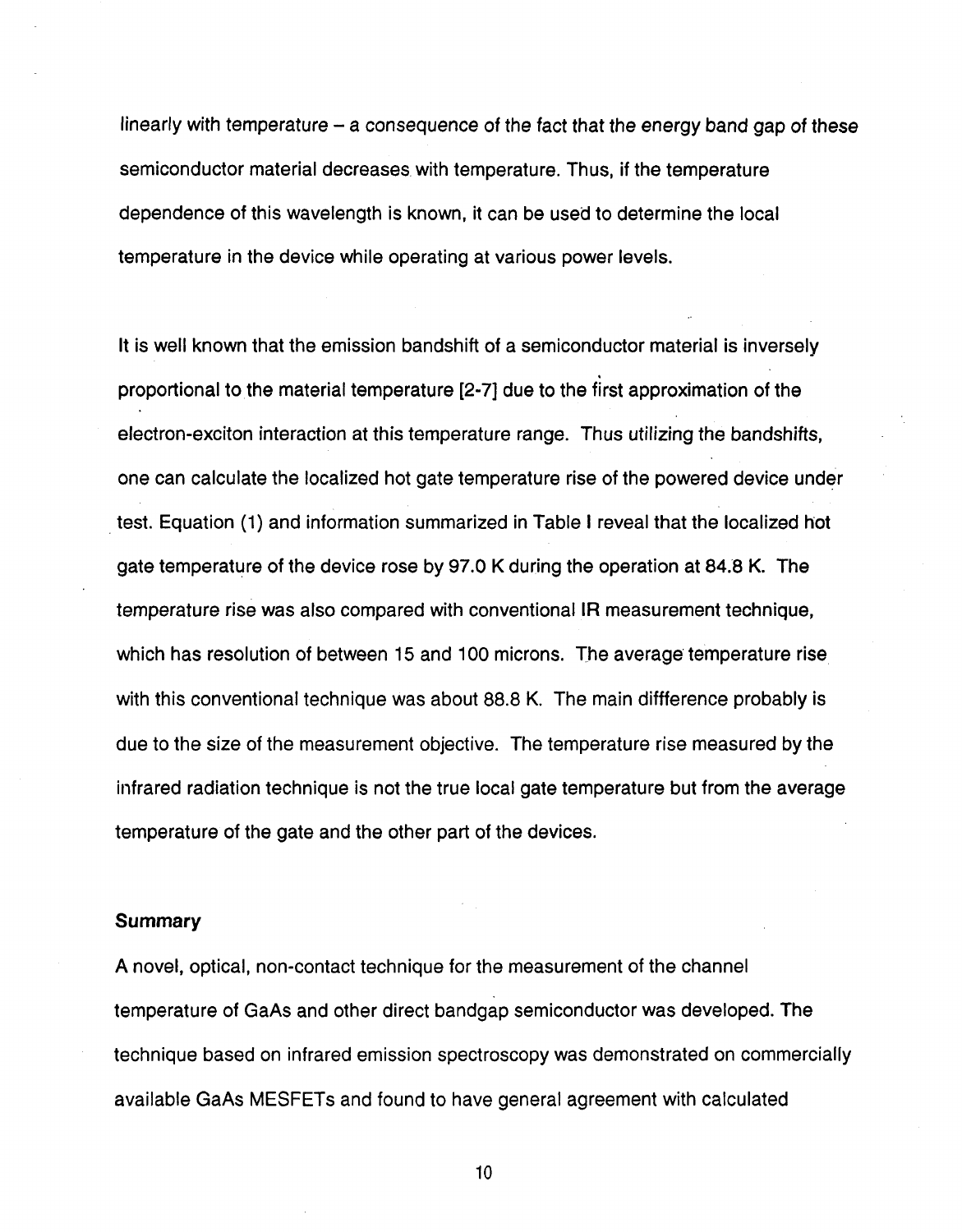linearly with temperature – a consequence of the fact that the energy band gap of these semiconductor material decreases with temperature. Thus, if the temperature dependence of this wavelength is known, it can be used to determine the local temperature in the device while operating at various power levels.

It is well known that the emission bandshift of a semiconductor material is inversely proportional to the material temperature [2-7] due to the first approximation of the electron-exciton interaction at this temperature range. Thus utilizing the bandshifts, one can calculate the localized hot gate temperature rise of the powered device under test. Equation (1) and information summarized in Table I reveal that the localized hot gate temperature of the device rose by 97.0 K during the operation at 84.8 K. The temperature rise was also compared with conventional IR measurement technique, which has resolution of between 15 and 100 microns. The average temperature rise with this conventional technique was about 88.8 K. The main diffference probably is due to the size of the measurement objective. The temperature rise measured by the infrared radiation technique is not the true local gate temperature but from the average temperature of the gate and the other part of the devices.

## Summary

A novel, optical, non-contact technique for the measurement of the channel temperature of GaAs and other direct bandgap semiconductor was developed. The technique based on infrared emission spectroscopy was demonstrated on commercially available GaAs MESFETs and found to have general agreement with calculated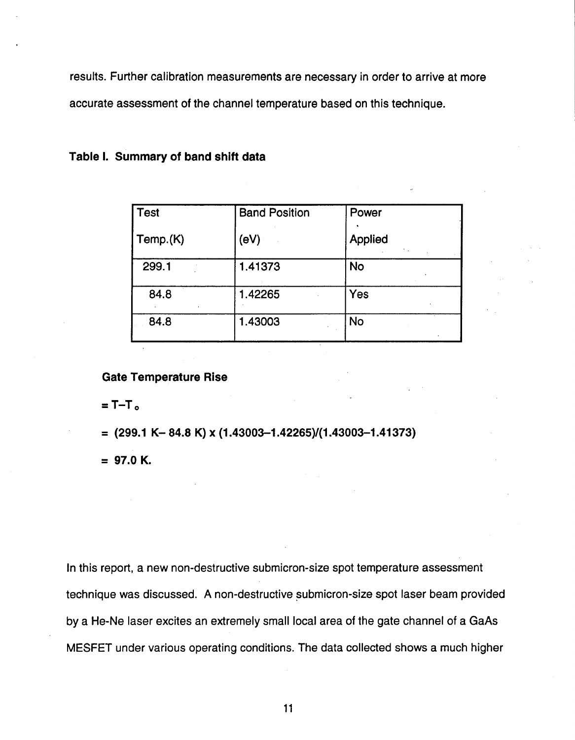results. Further calibration measurements are necessary in order to arrive at more accurate assessment of the channel temperature based on this technique.

**Table I. Summary of band shift data**

| Test Temp.(K) | Band Position (eV) | Power Applied |
|---|---|---|
| 299.1 | 1.41373 | No |
| 84.8 | 1.42265 | Yes |
| 84.8 | 1.43003 | No |

**Gate Temperature Rise**

$= T - T_o$

$= (299.1\ K - 84.8\ K) \times (1.43003 - 1.42265)/(1.43003 - 1.41373)$

$= 97.0\ K.$

In this report, a new non-destructive submicron-size spot temperature assessment technique was discussed. A non-destructive submicron-size spot laser beam provided by a He-Ne laser excites an extremely small local area of the gate channel of a GaAs MESFET under various operating conditions. The data collected shows a much higher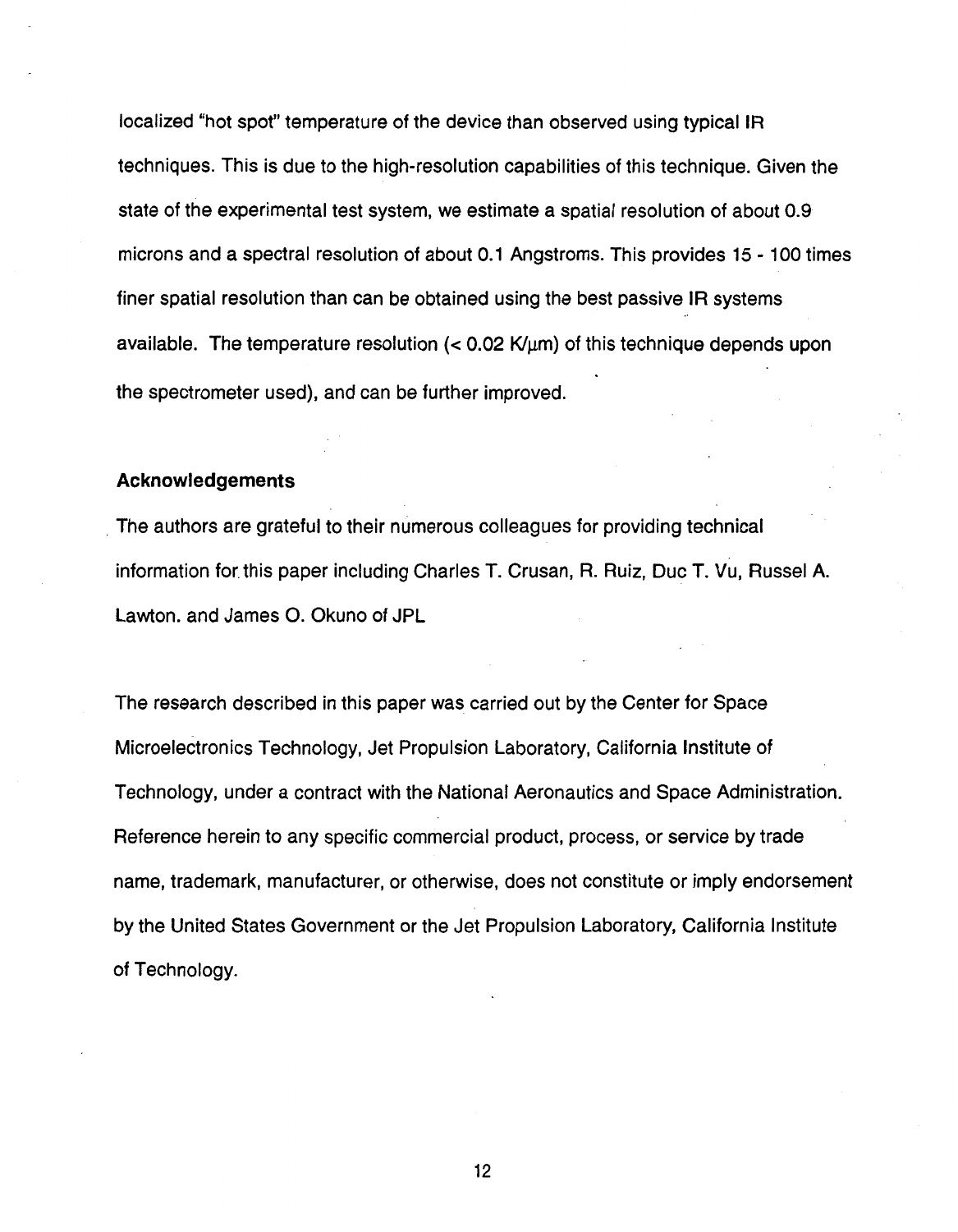localized "hot spot" temperature of the device than observed using typical IR techniques. This is due to the high-resolution capabilities of this technique. Given the state of the experimental test system, we estimate a spatial resolution of about 0.9 microns and a spectral resolution of about 0.1 Angstroms. This provides 15 - 100 times finer spatial resolution than can be obtained using the best passive IR systems available. The temperature resolution (< 0.02 K/µm) of this technique depends upon the spectrometer used), and can be further improved.

## Acknowledgements

The authors are grateful to their numerous colleagues for providing technical information for this paper including Charles T. Crusan, R. Ruiz, Duc T. Vu, Russel A. Lawton. and James O. Okuno of JPL

The research described in this paper was carried out by the Center for Space Microelectronics Technology, Jet Propulsion Laboratory, California Institute of Technology, under a contract with the National Aeronautics and Space Administration. Reference herein to any specific commercial product, process, or service by trade name, trademark, manufacturer, or otherwise, does not constitute or imply endorsement by the United States Government or the Jet Propulsion Laboratory, California Institute of Technology.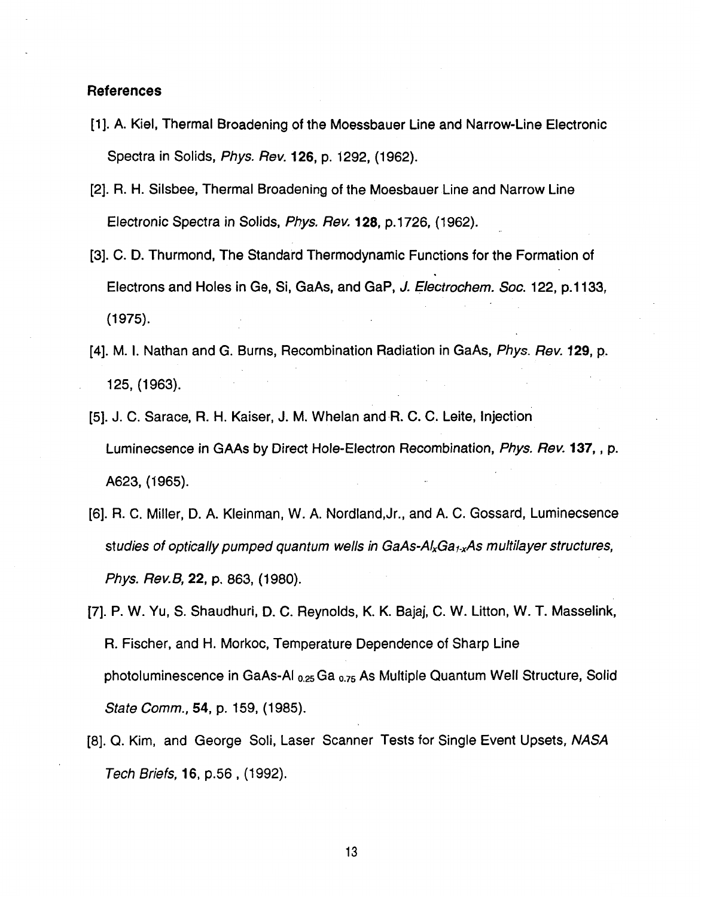### References

[1]. A. Kiel, Thermal Broadening of the Moessbauer Line and Narrow-Line Electronic Spectra in Solids, *Phys. Rev.* **126**, p. 1292, (1962).

[2]. R. H. Silsbee, Thermal Broadening of the Moesbauer Line and Narrow Line Electronic Spectra in Solids, *Phys. Rev.* **128**, p.1726, (1962).

[3]. C. D. Thurmond, The Standard Thermodynamic Functions for the Formation of Electrons and Holes in Ge, Si, GaAs, and GaP, *J. Electrochem. Soc.* 122, p.1133, (1975).

[4]. M. I. Nathan and G. Burns, Recombination Radiation in GaAs, *Phys. Rev.* **129**, p. 125, (1963).

[5]. J. C. Sarace, R. H. Kaiser, J. M. Whelan and R. C. C. Leite, Injection Luminecsence in GAAs by Direct Hole-Electron Recombination, *Phys. Rev.* **137**, , p. A623, (1965).

[6]. R. C. Miller, D. A. Kleinman, W. A. Nordland,Jr., and A. C. Gossard, Luminecsence *studies of optically pumped quantum wells in GaAs-$Al_xGa_{1-x}As$ multilayer structures, Phys. Rev.B,* **22**, p. 863, (1980).

[7]. P. W. Yu, S. Shaudhuri, D. C. Reynolds, K. K. Bajaj, C. W. Litton, W. T. Masselink, R. Fischer, and H. Morkoc, Temperature Dependence of Sharp Line photoluminescence in GaAs-$Al_{0.25}Ga_{0.75}As$ Multiple Quantum Well Structure, Solid *State Comm.*, **54**, p. 159, (1985).

[8]. Q. Kim, and George Soli, Laser Scanner Tests for Single Event Upsets, *NASA Tech Briefs*, **16**, p.56 , (1992).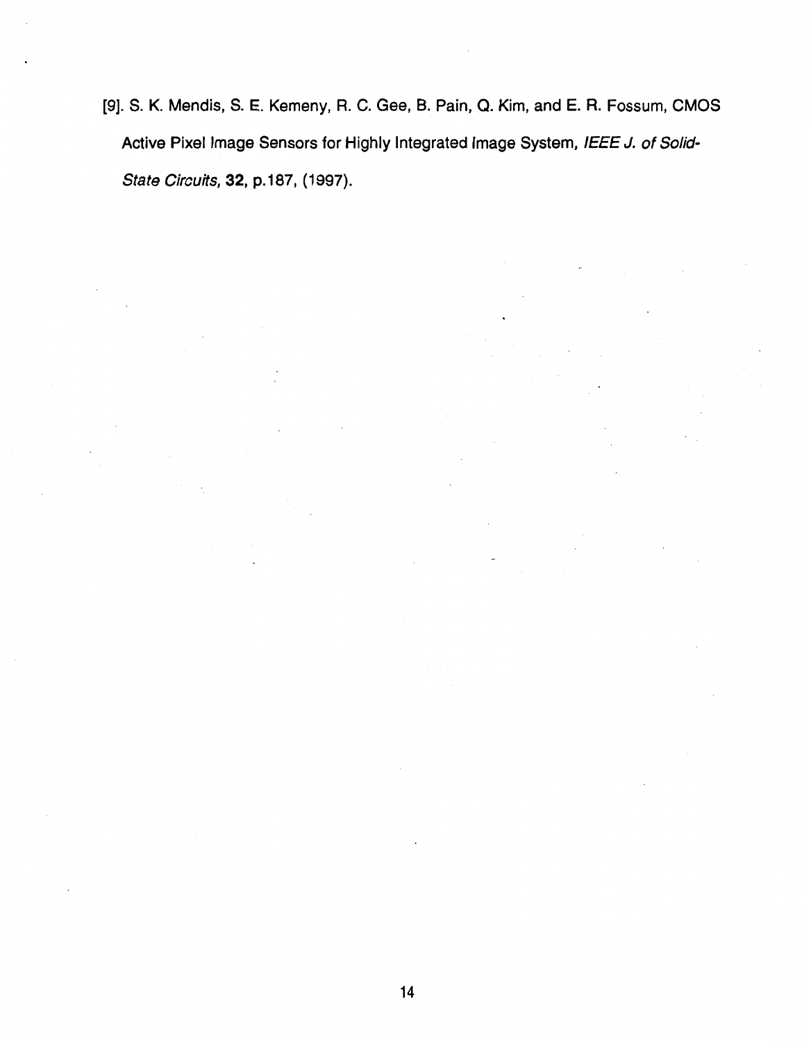[9]. S. K. Mendis, S. E. Kemeny, R. C. Gee, B. Pain, Q. Kim, and E. R. Fossum, CMOS Active Pixel Image Sensors for Highly Integrated Image System, *IEEE J. of Solid-State Circuits*, **32**, p.187, (1997).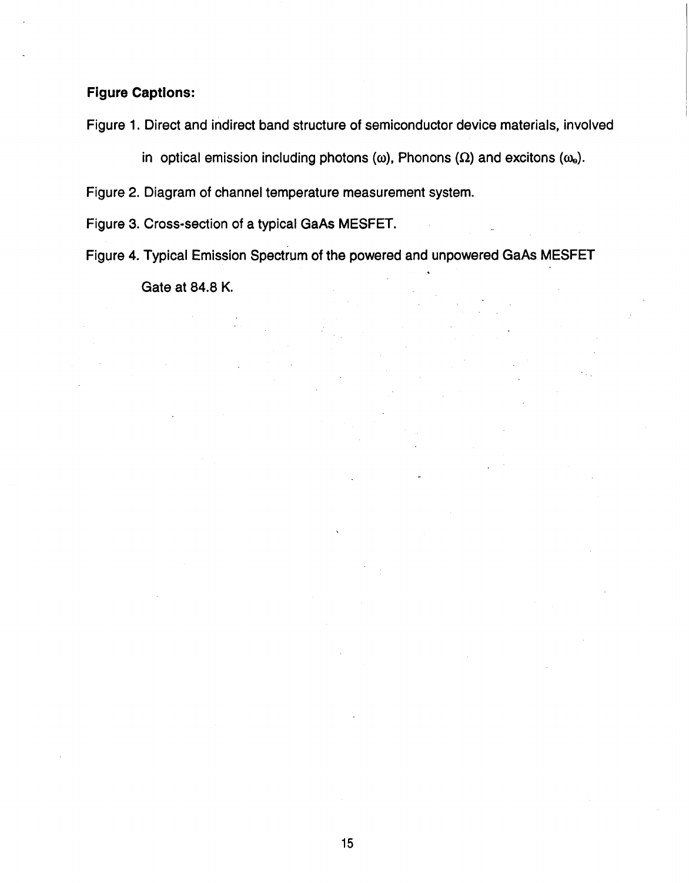**Figure Captions:**

Figure 1. Direct and indirect band structure of semiconductor device materials, involved in optical emission including photons ($\omega$), Phonons ($\Omega$) and excitons ($\omega_e$).

Figure 2. Diagram of channel temperature measurement system.

Figure 3. Cross-section of a typical GaAs MESFET.

Figure 4. Typical Emission Spectrum of the powered and unpowered GaAs MESFET Gate at 84.8 K.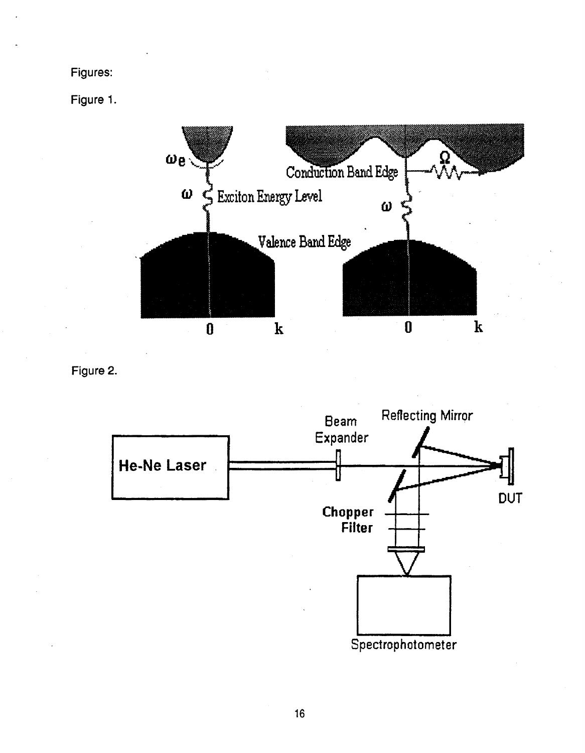Figures:

Figure 1.

Figure 2.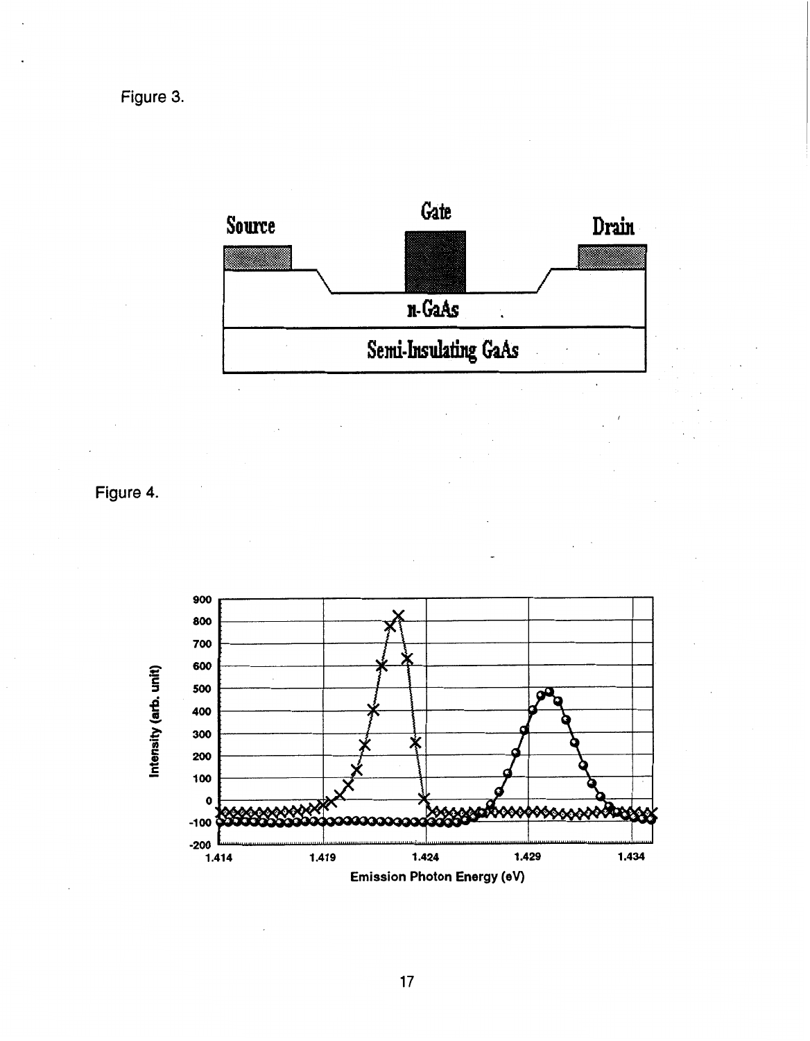Figure 3.

Source

Gate

Drain

n-GaAs

Semi-Insulating GaAs

Figure 4.

900
800
700
600
500
400
300
200
100
0
-100
-200

Intensity (arb. unit)

1.414
1.419
1.424
1.429
1.434

Emission Photon Energy (eV)